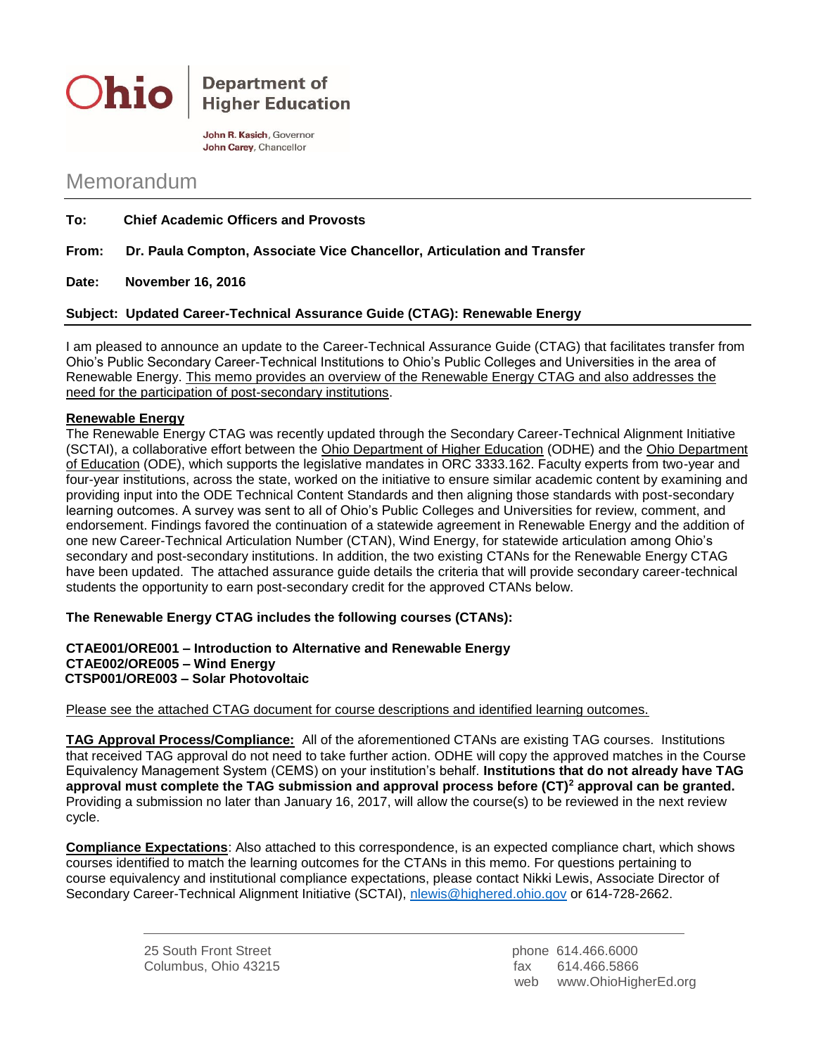**Ohio** | **Department of Higher Education**

**John R. Kasich**, Governor
**John Carey**, Chancellor

# Memorandum

**To:** **Chief Academic Officers and Provosts**

**From:** **Dr. Paula Compton, Associate Vice Chancellor, Articulation and Transfer**

**Date:** **November 16, 2016**

**Subject: Updated Career-Technical Assurance Guide (CTAG): Renewable Energy**

I am pleased to announce an update to the Career-Technical Assurance Guide (CTAG) that facilitates transfer from Ohio's Public Secondary Career-Technical Institutions to Ohio's Public Colleges and Universities in the area of Renewable Energy. This memo provides an overview of the Renewable Energy CTAG and also addresses the need for the participation of post-secondary institutions.

**Renewable Energy**

The Renewable Energy CTAG was recently updated through the Secondary Career-Technical Alignment Initiative (SCTAI), a collaborative effort between the Ohio Department of Higher Education (ODHE) and the Ohio Department of Education (ODE), which supports the legislative mandates in ORC 3333.162. Faculty experts from two-year and four-year institutions, across the state, worked on the initiative to ensure similar academic content by examining and providing input into the ODE Technical Content Standards and then aligning those standards with post-secondary learning outcomes. A survey was sent to all of Ohio's Public Colleges and Universities for review, comment, and endorsement. Findings favored the continuation of a statewide agreement in Renewable Energy and the addition of one new Career-Technical Articulation Number (CTAN), Wind Energy, for statewide articulation among Ohio's secondary and post-secondary institutions. In addition, the two existing CTANs for the Renewable Energy CTAG have been updated. The attached assurance guide details the criteria that will provide secondary career-technical students the opportunity to earn post-secondary credit for the approved CTANs below.

**The Renewable Energy CTAG includes the following courses (CTANs):**

**CTAE001/ORE001 – Introduction to Alternative and Renewable Energy**
**CTAE002/ORE005 – Wind Energy**
**CTSP001/ORE003 – Solar Photovoltaic**

Please see the attached CTAG document for course descriptions and identified learning outcomes.

**TAG Approval Process/Compliance:** All of the aforementioned CTANs are existing TAG courses. Institutions that received TAG approval do not need to take further action. ODHE will copy the approved matches in the Course Equivalency Management System (CEMS) on your institution's behalf. **Institutions that do not already have TAG approval must complete the TAG submission and approval process before (CT)$^2$ approval can be granted.** Providing a submission no later than January 16, 2017, will allow the course(s) to be reviewed in the next review cycle.

**Compliance Expectations**: Also attached to this correspondence, is an expected compliance chart, which shows courses identified to match the learning outcomes for the CTANs in this memo. For questions pertaining to course equivalency and institutional compliance expectations, please contact Nikki Lewis, Associate Director of Secondary Career-Technical Alignment Initiative (SCTAI), nlewis@highered.ohio.gov or 614-728-2662.

25 South Front Street
Columbus, Ohio 43215

phone 614.466.6000
fax 614.466.5866
web www.OhioHigherEd.org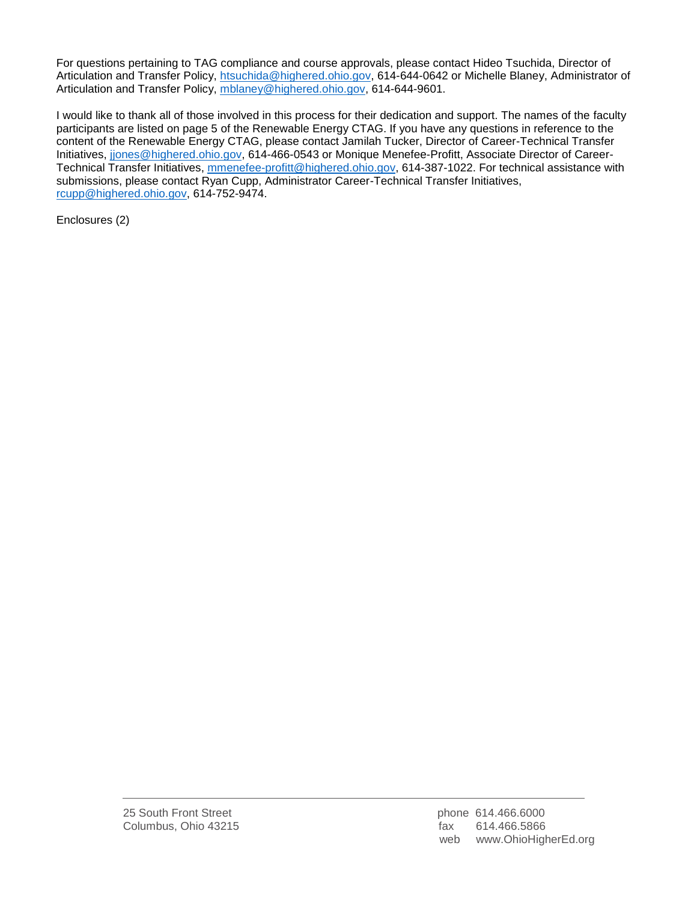For questions pertaining to TAG compliance and course approvals, please contact Hideo Tsuchida, Director of Articulation and Transfer Policy, htsuchida@highered.ohio.gov, 614-644-0642 or Michelle Blaney, Administrator of Articulation and Transfer Policy, mblaney@highered.ohio.gov, 614-644-9601.

I would like to thank all of those involved in this process for their dedication and support. The names of the faculty participants are listed on page 5 of the Renewable Energy CTAG. If you have any questions in reference to the content of the Renewable Energy CTAG, please contact Jamilah Tucker, Director of Career-Technical Transfer Initiatives, jjones@highered.ohio.gov, 614-466-0543 or Monique Menefee-Profitt, Associate Director of Career-Technical Transfer Initiatives, mmenefee-profitt@highered.ohio.gov, 614-387-1022. For technical assistance with submissions, please contact Ryan Cupp, Administrator Career-Technical Transfer Initiatives, rcupp@highered.ohio.gov, 614-752-9474.

Enclosures (2)

25 South Front Street
Columbus, Ohio 43215

phone 614.466.6000
fax 614.466.5866
web www.OhioHigherEd.org